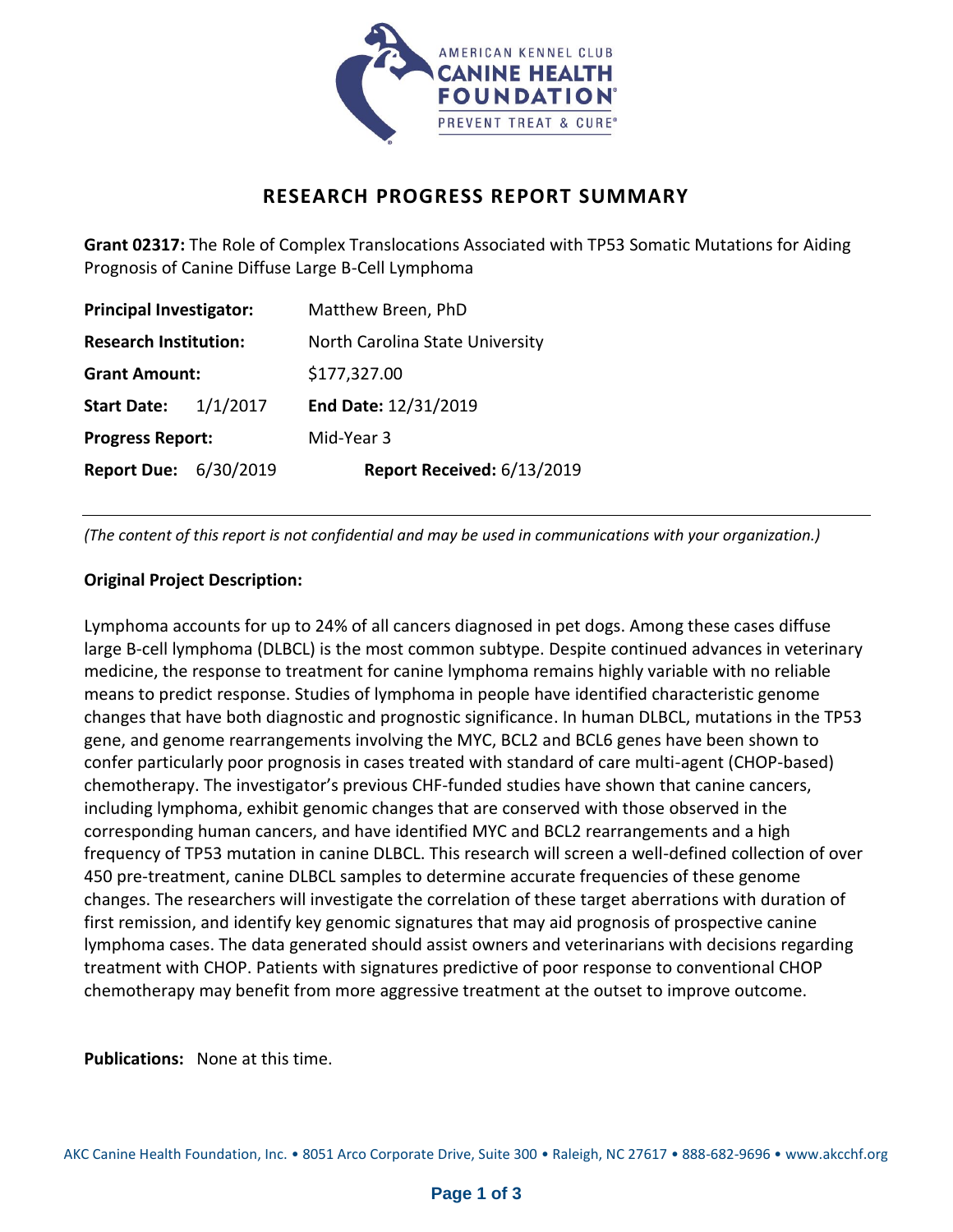# RESEARCH PROGRESS REPORT SUMMARY

**Grant 02317:** The Role of Complex Translocations Associated with TP53 Somatic Mutations for Aiding Prognosis of Canine Diffuse Large B-Cell Lymphoma

| | |
|---|---|
| **Principal Investigator:** | Matthew Breen, PhD |
| **Research Institution:** | North Carolina State University |
| **Grant Amount:** | $177,327.00 |
| **Start Date:** 1/1/2017 | **End Date:** 12/31/2019 |
| **Progress Report:** | Mid-Year 3 |
| **Report Due:** 6/30/2019 | **Report Received:** 6/13/2019 |

*(The content of this report is not confidential and may be used in communications with your organization.)*

**Original Project Description:**

Lymphoma accounts for up to 24% of all cancers diagnosed in pet dogs. Among these cases diffuse large B-cell lymphoma (DLBCL) is the most common subtype. Despite continued advances in veterinary medicine, the response to treatment for canine lymphoma remains highly variable with no reliable means to predict response. Studies of lymphoma in people have identified characteristic genome changes that have both diagnostic and prognostic significance. In human DLBCL, mutations in the TP53 gene, and genome rearrangements involving the MYC, BCL2 and BCL6 genes have been shown to confer particularly poor prognosis in cases treated with standard of care multi-agent (CHOP-based) chemotherapy. The investigator's previous CHF-funded studies have shown that canine cancers, including lymphoma, exhibit genomic changes that are conserved with those observed in the corresponding human cancers, and have identified MYC and BCL2 rearrangements and a high frequency of TP53 mutation in canine DLBCL. This research will screen a well-defined collection of over 450 pre-treatment, canine DLBCL samples to determine accurate frequencies of these genome changes. The researchers will investigate the correlation of these target aberrations with duration of first remission, and identify key genomic signatures that may aid prognosis of prospective canine lymphoma cases. The data generated should assist owners and veterinarians with decisions regarding treatment with CHOP. Patients with signatures predictive of poor response to conventional CHOP chemotherapy may benefit from more aggressive treatment at the outset to improve outcome.

**Publications:** None at this time.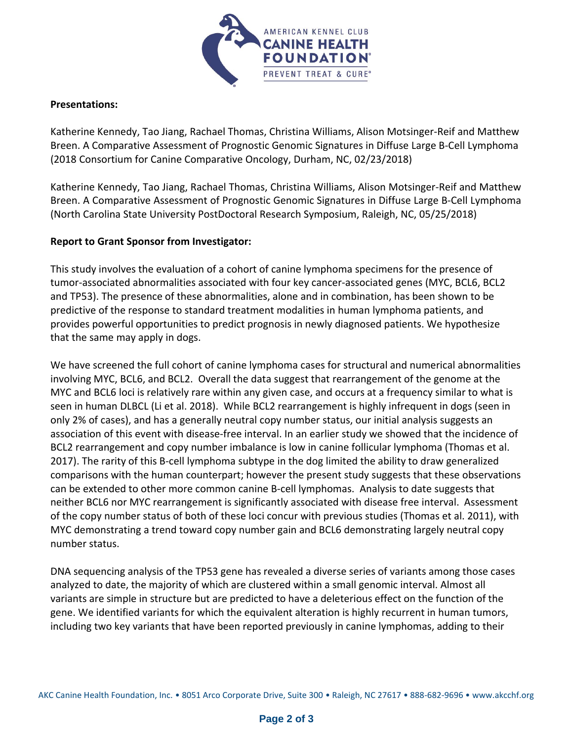**Presentations:**

Katherine Kennedy, Tao Jiang, Rachael Thomas, Christina Williams, Alison Motsinger-Reif and Matthew Breen. A Comparative Assessment of Prognostic Genomic Signatures in Diffuse Large B-Cell Lymphoma (2018 Consortium for Canine Comparative Oncology, Durham, NC, 02/23/2018)

Katherine Kennedy, Tao Jiang, Rachael Thomas, Christina Williams, Alison Motsinger-Reif and Matthew Breen. A Comparative Assessment of Prognostic Genomic Signatures in Diffuse Large B-Cell Lymphoma (North Carolina State University PostDoctoral Research Symposium, Raleigh, NC, 05/25/2018)

**Report to Grant Sponsor from Investigator:**

This study involves the evaluation of a cohort of canine lymphoma specimens for the presence of tumor-associated abnormalities associated with four key cancer-associated genes (MYC, BCL6, BCL2 and TP53). The presence of these abnormalities, alone and in combination, has been shown to be predictive of the response to standard treatment modalities in human lymphoma patients, and provides powerful opportunities to predict prognosis in newly diagnosed patients. We hypothesize that the same may apply in dogs.

We have screened the full cohort of canine lymphoma cases for structural and numerical abnormalities involving MYC, BCL6, and BCL2. Overall the data suggest that rearrangement of the genome at the MYC and BCL6 loci is relatively rare within any given case, and occurs at a frequency similar to what is seen in human DLBCL (Li et al. 2018). While BCL2 rearrangement is highly infrequent in dogs (seen in only 2% of cases), and has a generally neutral copy number status, our initial analysis suggests an association of this event with disease-free interval. In an earlier study we showed that the incidence of BCL2 rearrangement and copy number imbalance is low in canine follicular lymphoma (Thomas et al. 2017). The rarity of this B-cell lymphoma subtype in the dog limited the ability to draw generalized comparisons with the human counterpart; however the present study suggests that these observations can be extended to other more common canine B-cell lymphomas. Analysis to date suggests that neither BCL6 nor MYC rearrangement is significantly associated with disease free interval. Assessment of the copy number status of both of these loci concur with previous studies (Thomas et al. 2011), with MYC demonstrating a trend toward copy number gain and BCL6 demonstrating largely neutral copy number status.

DNA sequencing analysis of the TP53 gene has revealed a diverse series of variants among those cases analyzed to date, the majority of which are clustered within a small genomic interval. Almost all variants are simple in structure but are predicted to have a deleterious effect on the function of the gene. We identified variants for which the equivalent alteration is highly recurrent in human tumors, including two key variants that have been reported previously in canine lymphomas, adding to their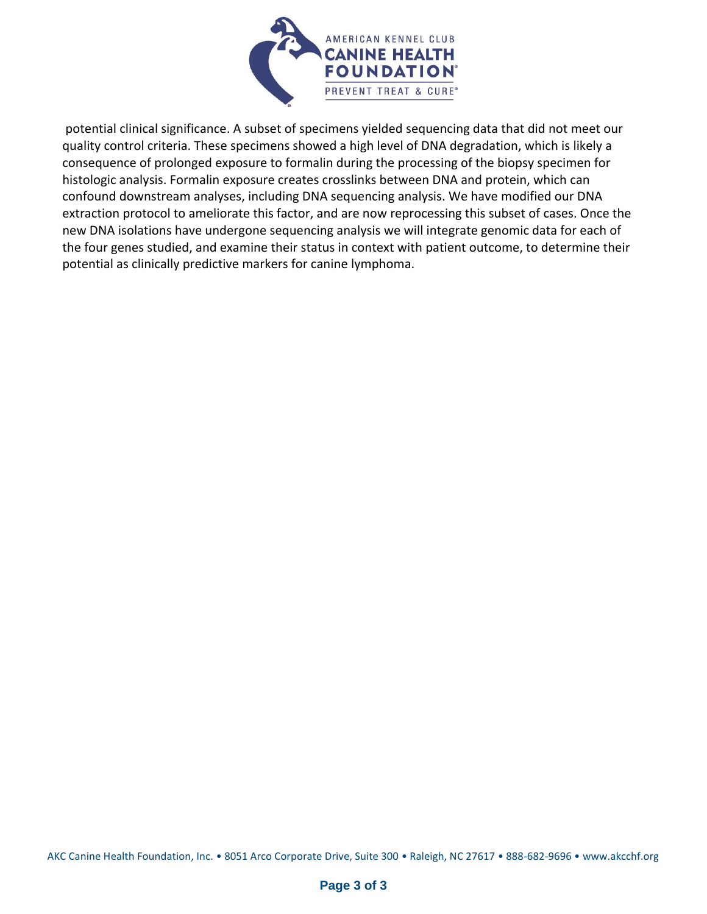potential clinical significance. A subset of specimens yielded sequencing data that did not meet our quality control criteria. These specimens showed a high level of DNA degradation, which is likely a consequence of prolonged exposure to formalin during the processing of the biopsy specimen for histologic analysis. Formalin exposure creates crosslinks between DNA and protein, which can confound downstream analyses, including DNA sequencing analysis. We have modified our DNA extraction protocol to ameliorate this factor, and are now reprocessing this subset of cases. Once the new DNA isolations have undergone sequencing analysis we will integrate genomic data for each of the four genes studied, and examine their status in context with patient outcome, to determine their potential as clinically predictive markers for canine lymphoma.